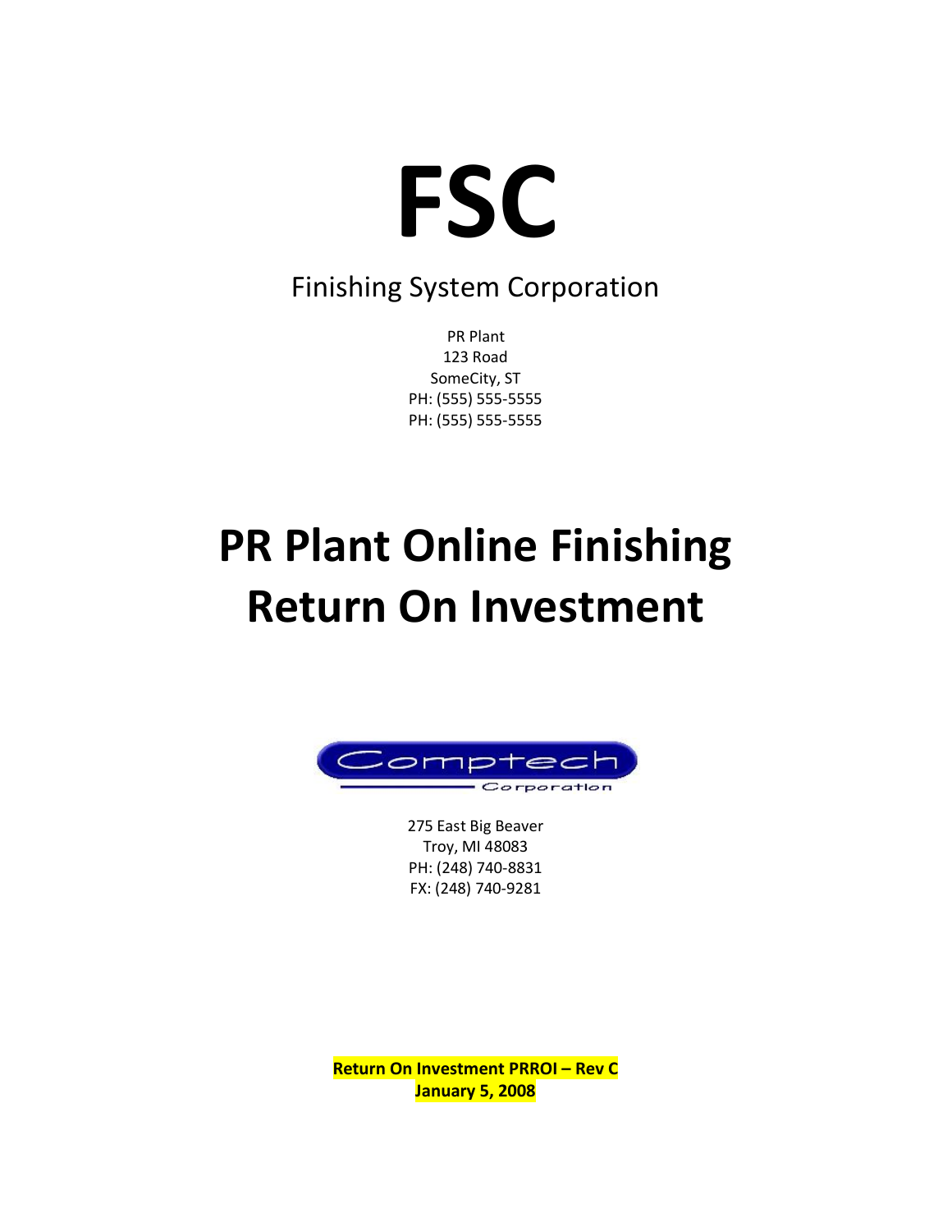# FSC

Finishing System Corporation

PR Plant
123 Road
SomeCity, ST
PH: (555) 555-5555
PH: (555) 555-5555

# PR Plant Online Finishing Return On Investment

Comptech
Corporation

275 East Big Beaver
Troy, MI 48083
PH: (248) 740-8831
FX: (248) 740-9281

**Return On Investment PRROI – Rev C**
**January 5, 2008**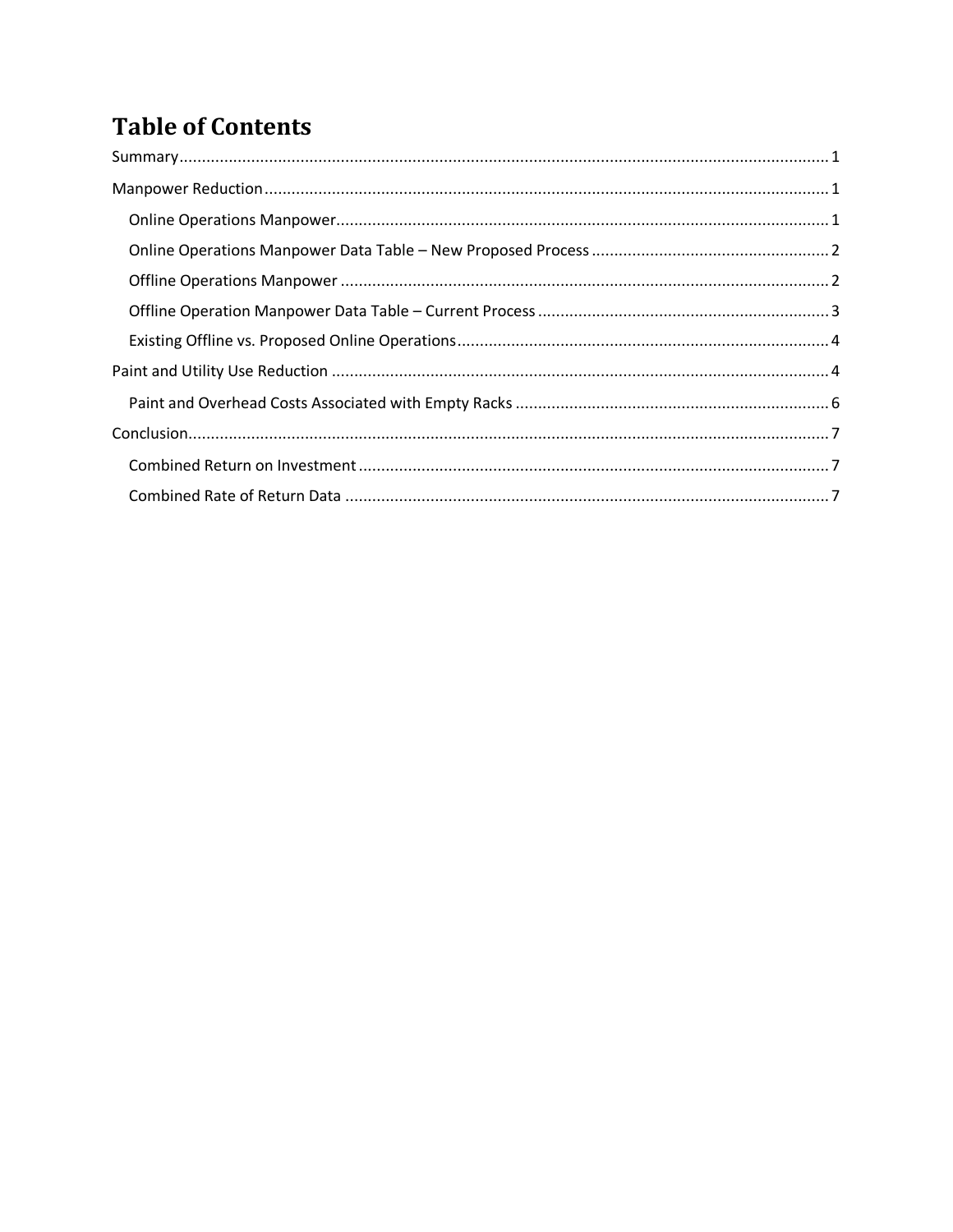# Table of Contents

Summary ........................................................................................................................................ 1

Manpower Reduction ..................................................................................................................... 1

- Online Operations Manpower ..................................................................................................... 1
- Online Operations Manpower Data Table – New Proposed Process ........................................... 2
- Offline Operations Manpower ..................................................................................................... 2
- Offline Operation Manpower Data Table – Current Process ........................................................ 3
- Existing Offline vs. Proposed Online Operations .......................................................................... 4

Paint and Utility Use Reduction ...................................................................................................... 4

- Paint and Overhead Costs Associated with Empty Racks ............................................................. 6

Conclusion ...................................................................................................................................... 7

- Combined Return on Investment ................................................................................................. 7
- Combined Rate of Return Data .................................................................................................... 7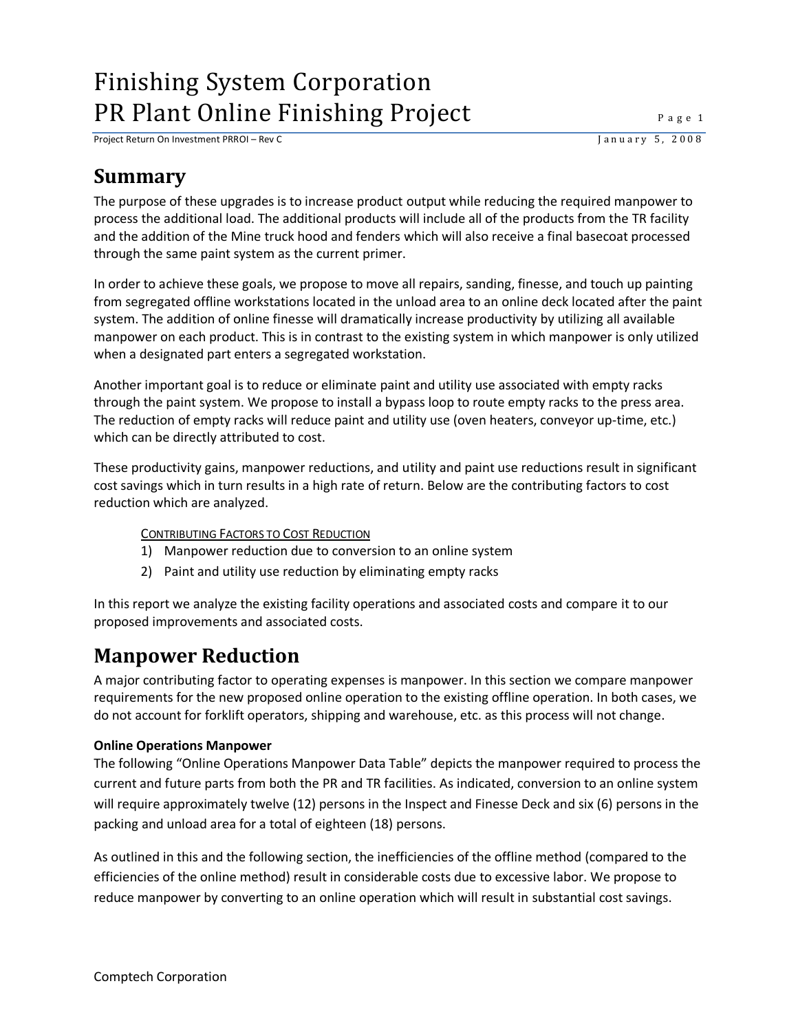# Finishing System Corporation
# PR Plant Online Finishing Project

Project Return On Investment PRROI – Rev C

January 5, 2008

## Summary

The purpose of these upgrades is to increase product output while reducing the required manpower to process the additional load. The additional products will include all of the products from the TR facility and the addition of the Mine truck hood and fenders which will also receive a final basecoat processed through the same paint system as the current primer.

In order to achieve these goals, we propose to move all repairs, sanding, finesse, and touch up painting from segregated offline workstations located in the unload area to an online deck located after the paint system. The addition of online finesse will dramatically increase productivity by utilizing all available manpower on each product. This is in contrast to the existing system in which manpower is only utilized when a designated part enters a segregated workstation.

Another important goal is to reduce or eliminate paint and utility use associated with empty racks through the paint system. We propose to install a bypass loop to route empty racks to the press area. The reduction of empty racks will reduce paint and utility use (oven heaters, conveyor up-time, etc.) which can be directly attributed to cost.

These productivity gains, manpower reductions, and utility and paint use reductions result in significant cost savings which in turn results in a high rate of return. Below are the contributing factors to cost reduction which are analyzed.

CONTRIBUTING FACTORS TO COST REDUCTION

1) Manpower reduction due to conversion to an online system
2) Paint and utility use reduction by eliminating empty racks

In this report we analyze the existing facility operations and associated costs and compare it to our proposed improvements and associated costs.

## Manpower Reduction

A major contributing factor to operating expenses is manpower. In this section we compare manpower requirements for the new proposed online operation to the existing offline operation. In both cases, we do not account for forklift operators, shipping and warehouse, etc. as this process will not change.

**Online Operations Manpower**

The following “Online Operations Manpower Data Table” depicts the manpower required to process the current and future parts from both the PR and TR facilities. As indicated, conversion to an online system will require approximately twelve (12) persons in the Inspect and Finesse Deck and six (6) persons in the packing and unload area for a total of eighteen (18) persons.

As outlined in this and the following section, the inefficiencies of the offline method (compared to the efficiencies of the online method) result in considerable costs due to excessive labor. We propose to reduce manpower by converting to an online operation which will result in substantial cost savings.

Comptech Corporation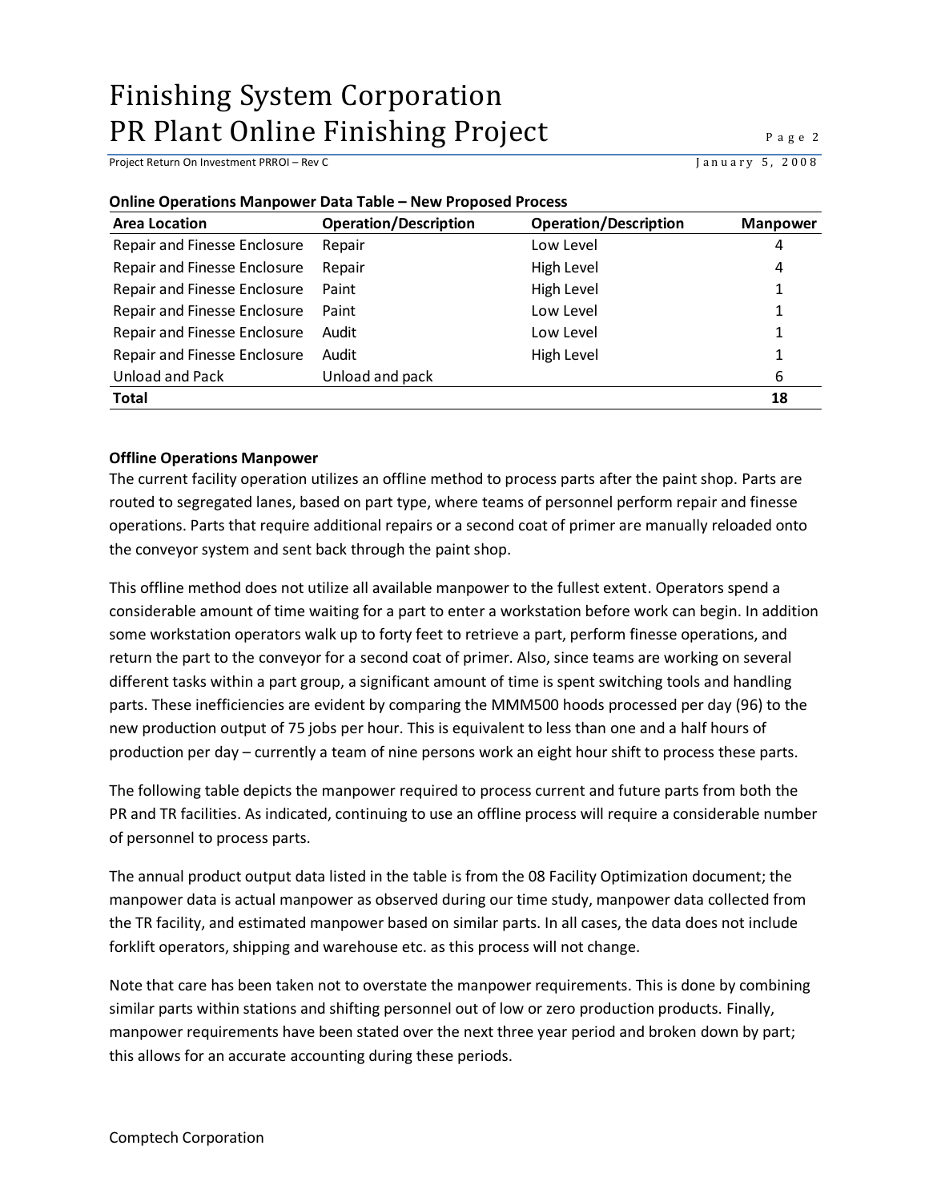**Online Operations Manpower Data Table – New Proposed Process**

| Area Location | Operation/Description | Operation/Description | Manpower |
|---|---|---|---|
| Repair and Finesse Enclosure | Repair | Low Level | 4 |
| Repair and Finesse Enclosure | Repair | High Level | 4 |
| Repair and Finesse Enclosure | Paint | High Level | 1 |
| Repair and Finesse Enclosure | Paint | Low Level | 1 |
| Repair and Finesse Enclosure | Audit | Low Level | 1 |
| Repair and Finesse Enclosure | Audit | High Level | 1 |
| Unload and Pack | Unload and pack | | 6 |
| **Total** | | | **18** |

**Offline Operations Manpower**

The current facility operation utilizes an offline method to process parts after the paint shop. Parts are routed to segregated lanes, based on part type, where teams of personnel perform repair and finesse operations. Parts that require additional repairs or a second coat of primer are manually reloaded onto the conveyor system and sent back through the paint shop.

This offline method does not utilize all available manpower to the fullest extent. Operators spend a considerable amount of time waiting for a part to enter a workstation before work can begin. In addition some workstation operators walk up to forty feet to retrieve a part, perform finesse operations, and return the part to the conveyor for a second coat of primer. Also, since teams are working on several different tasks within a part group, a significant amount of time is spent switching tools and handling parts. These inefficiencies are evident by comparing the MMM500 hoods processed per day (96) to the new production output of 75 jobs per hour. This is equivalent to less than one and a half hours of production per day – currently a team of nine persons work an eight hour shift to process these parts.

The following table depicts the manpower required to process current and future parts from both the PR and TR facilities. As indicated, continuing to use an offline process will require a considerable number of personnel to process parts.

The annual product output data listed in the table is from the 08 Facility Optimization document; the manpower data is actual manpower as observed during our time study, manpower data collected from the TR facility, and estimated manpower based on similar parts. In all cases, the data does not include forklift operators, shipping and warehouse etc. as this process will not change.

Note that care has been taken not to overstate the manpower requirements. This is done by combining similar parts within stations and shifting personnel out of low or zero production products. Finally, manpower requirements have been stated over the next three year period and broken down by part; this allows for an accurate accounting during these periods.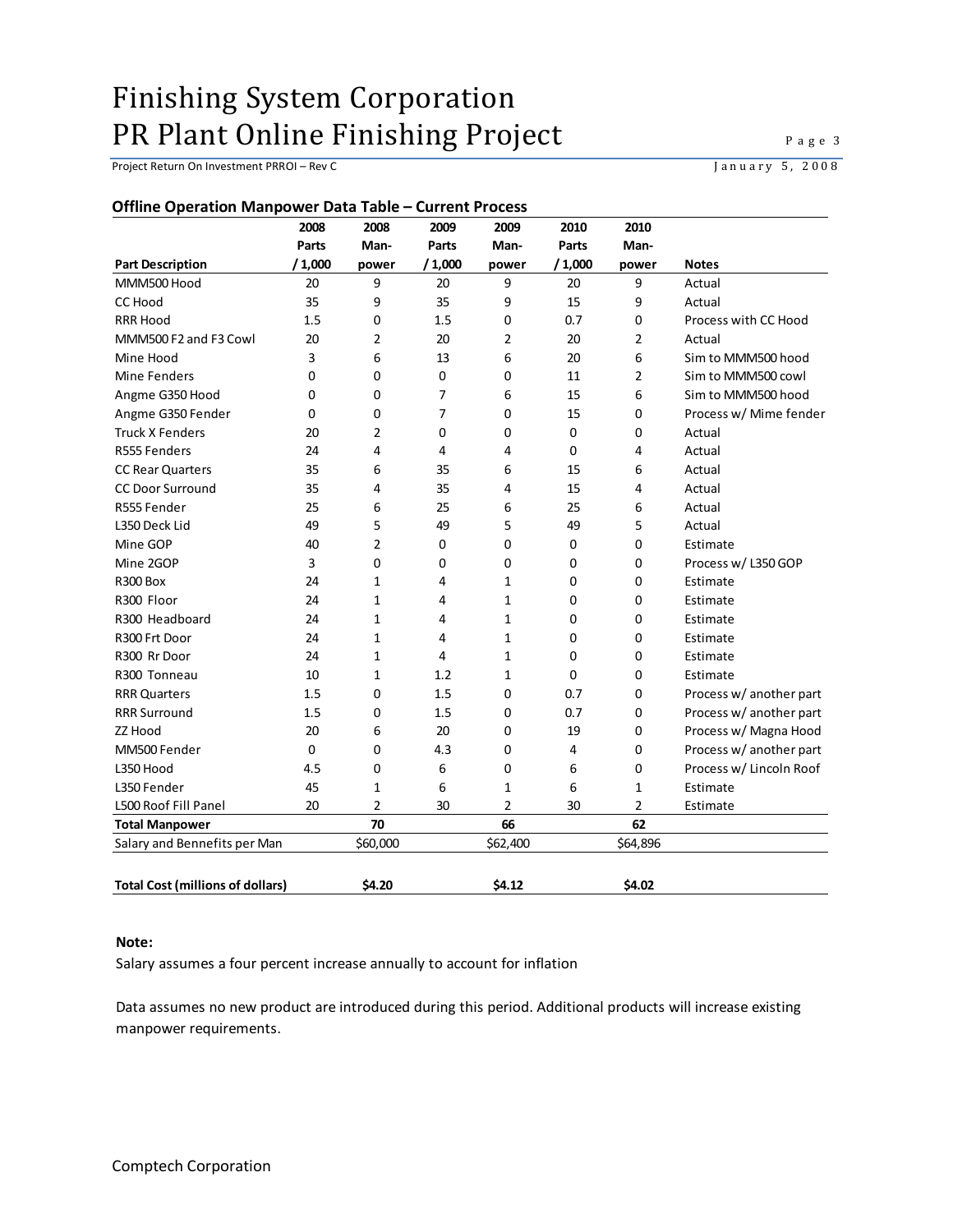# Finishing System Corporation
# PR Plant Online Finishing Project

### Offline Operation Manpower Data Table – Current Process

| Part Description | 2008 Parts / 1,000 | 2008 Man-power | 2009 Parts / 1,000 | 2009 Man-power | 2010 Parts / 1,000 | 2010 Man-power | Notes |
|---|---|---|---|---|---|---|---|
| MMM500 Hood | 20 | 9 | 20 | 9 | 20 | 9 | Actual |
| CC Hood | 35 | 9 | 35 | 9 | 15 | 9 | Actual |
| RRR Hood | 1.5 | 0 | 1.5 | 0 | 0.7 | 0 | Process with CC Hood |
| MMM500 F2 and F3 Cowl | 20 | 2 | 20 | 2 | 20 | 2 | Actual |
| Mine Hood | 3 | 6 | 13 | 6 | 20 | 6 | Sim to MMM500 hood |
| Mine Fenders | 0 | 0 | 0 | 0 | 11 | 2 | Sim to MMM500 cowl |
| Angme G350 Hood | 0 | 0 | 7 | 6 | 15 | 6 | Sim to MMM500 hood |
| Angme G350 Fender | 0 | 0 | 7 | 0 | 15 | 0 | Process w/ Mime fender |
| Truck X Fenders | 20 | 2 | 0 | 0 | 0 | 0 | Actual |
| R555 Fenders | 24 | 4 | 4 | 4 | 0 | 4 | Actual |
| CC Rear Quarters | 35 | 6 | 35 | 6 | 15 | 6 | Actual |
| CC Door Surround | 35 | 4 | 35 | 4 | 15 | 4 | Actual |
| R555 Fender | 25 | 6 | 25 | 6 | 25 | 6 | Actual |
| L350 Deck Lid | 49 | 5 | 49 | 5 | 49 | 5 | Actual |
| Mine GOP | 40 | 2 | 0 | 0 | 0 | 0 | Estimate |
| Mine 2GOP | 3 | 0 | 0 | 0 | 0 | 0 | Process w/ L350 GOP |
| R300 Box | 24 | 1 | 4 | 1 | 0 | 0 | Estimate |
| R300 Floor | 24 | 1 | 4 | 1 | 0 | 0 | Estimate |
| R300 Headboard | 24 | 1 | 4 | 1 | 0 | 0 | Estimate |
| R300 Frt Door | 24 | 1 | 4 | 1 | 0 | 0 | Estimate |
| R300 Rr Door | 24 | 1 | 4 | 1 | 0 | 0 | Estimate |
| R300 Tonneau | 10 | 1 | 1.2 | 1 | 0 | 0 | Estimate |
| RRR Quarters | 1.5 | 0 | 1.5 | 0 | 0.7 | 0 | Process w/ another part |
| RRR Surround | 1.5 | 0 | 1.5 | 0 | 0.7 | 0 | Process w/ another part |
| ZZ Hood | 20 | 6 | 20 | 0 | 19 | 0 | Process w/ Magna Hood |
| MM500 Fender | 0 | 0 | 4.3 | 0 | 4 | 0 | Process w/ another part |
| L350 Hood | 4.5 | 0 | 6 | 0 | 6 | 0 | Process w/ Lincoln Roof |
| L350 Fender | 45 | 1 | 6 | 1 | 6 | 1 | Estimate |
| L500 Roof Fill Panel | 20 | 2 | 30 | 2 | 30 | 2 | Estimate |
| **Total Manpower** | | **70** | | **66** | | **62** | |
| Salary and Bennefits per Man | | $60,000 | | $62,400 | | $64,896 | |
| **Total Cost (millions of dollars)** | | **$4.20** | | **$4.12** | | **$4.02** | |

**Note:**

Salary assumes a four percent increase annually to account for inflation

Data assumes no new product are introduced during this period. Additional products will increase existing manpower requirements.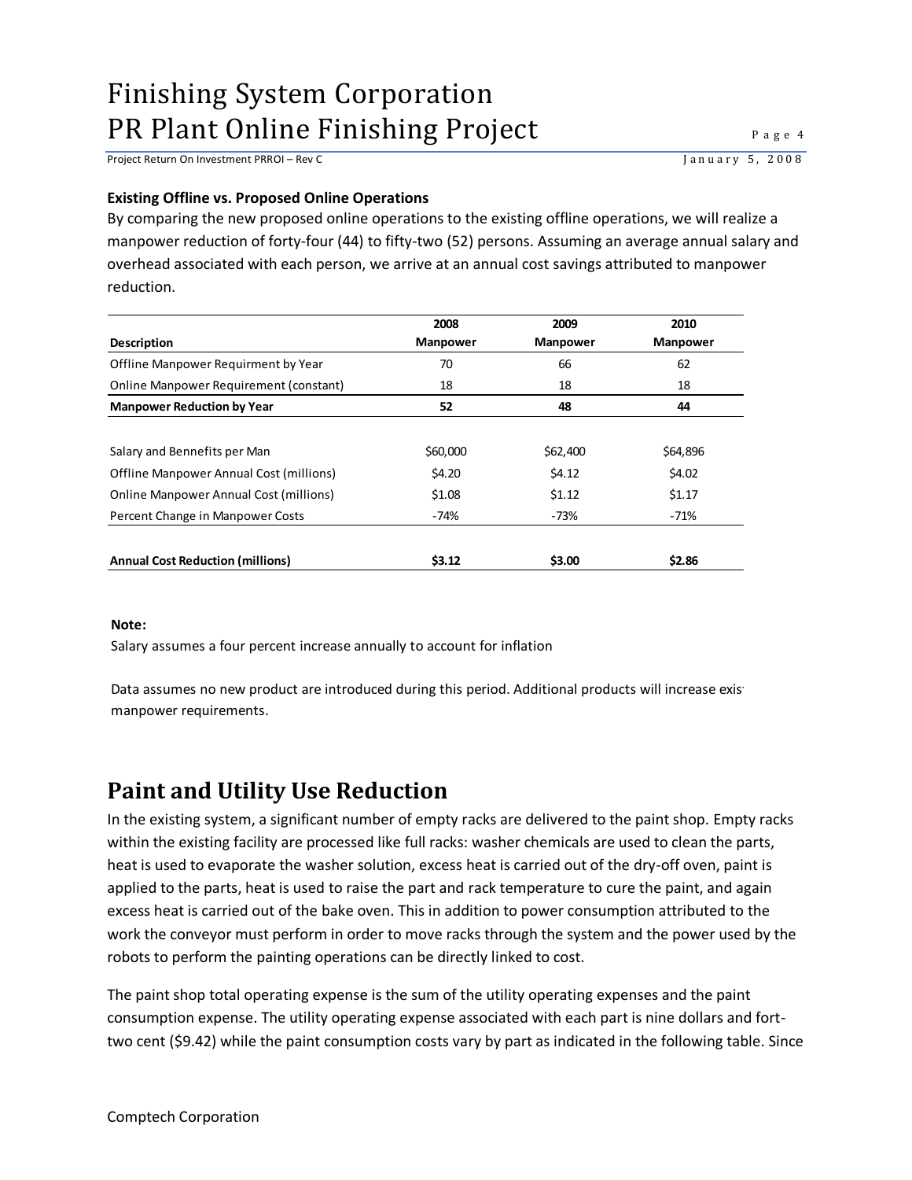**Existing Offline vs. Proposed Online Operations**

By comparing the new proposed online operations to the existing offline operations, we will realize a manpower reduction of forty-four (44) to fifty-two (52) persons. Assuming an average annual salary and overhead associated with each person, we arrive at an annual cost savings attributed to manpower reduction.

| Description | 2008 Manpower | 2009 Manpower | 2010 Manpower |
|---|---|---|---|
| Offline Manpower Requirment by Year | 70 | 66 | 62 |
| Online Manpower Requirement (constant) | 18 | 18 | 18 |
| **Manpower Reduction by Year** | **52** | **48** | **44** |
| | | | |
| Salary and Bennefits per Man | $60,000 | $62,400 | $64,896 |
| Offline Manpower Annual Cost (millions) | $4.20 | $4.12 | $4.02 |
| Online Manpower Annual Cost (millions) | $1.08 | $1.12 | $1.17 |
| Percent Change in Manpower Costs | -74% | -73% | -71% |
| | | | |
| **Annual Cost Reduction (millions)** | **$3.12** | **$3.00** | **$2.86** |

**Note:**

Salary assumes a four percent increase annually to account for inflation

Data assumes no new product are introduced during this period. Additional products will increase exis manpower requirements.

## Paint and Utility Use Reduction

In the existing system, a significant number of empty racks are delivered to the paint shop. Empty racks within the existing facility are processed like full racks: washer chemicals are used to clean the parts, heat is used to evaporate the washer solution, excess heat is carried out of the dry-off oven, paint is applied to the parts, heat is used to raise the part and rack temperature to cure the paint, and again excess heat is carried out of the bake oven. This in addition to power consumption attributed to the work the conveyor must perform in order to move racks through the system and the power used by the robots to perform the painting operations can be directly linked to cost.

The paint shop total operating expense is the sum of the utility operating expenses and the paint consumption expense. The utility operating expense associated with each part is nine dollars and fort-two cent ($9.42) while the paint consumption costs vary by part as indicated in the following table. Since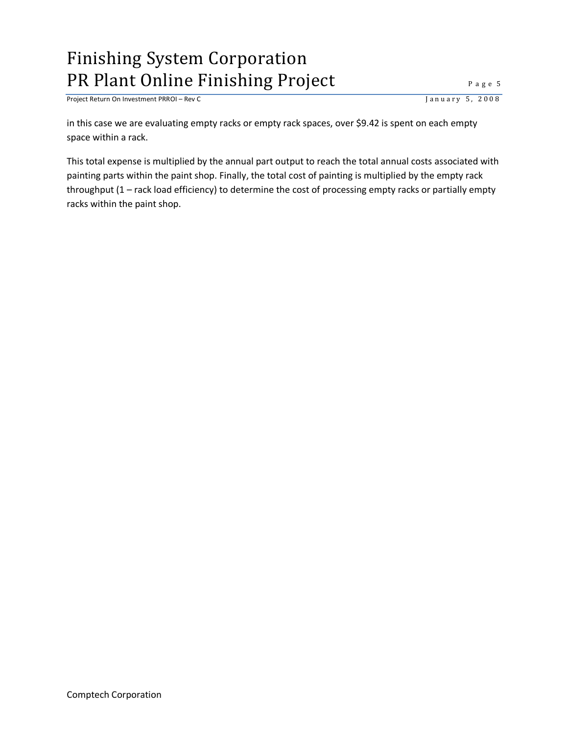in this case we are evaluating empty racks or empty rack spaces, over $9.42 is spent on each empty space within a rack.

This total expense is multiplied by the annual part output to reach the total annual costs associated with painting parts within the paint shop. Finally, the total cost of painting is multiplied by the empty rack throughput (1 – rack load efficiency) to determine the cost of processing empty racks or partially empty racks within the paint shop.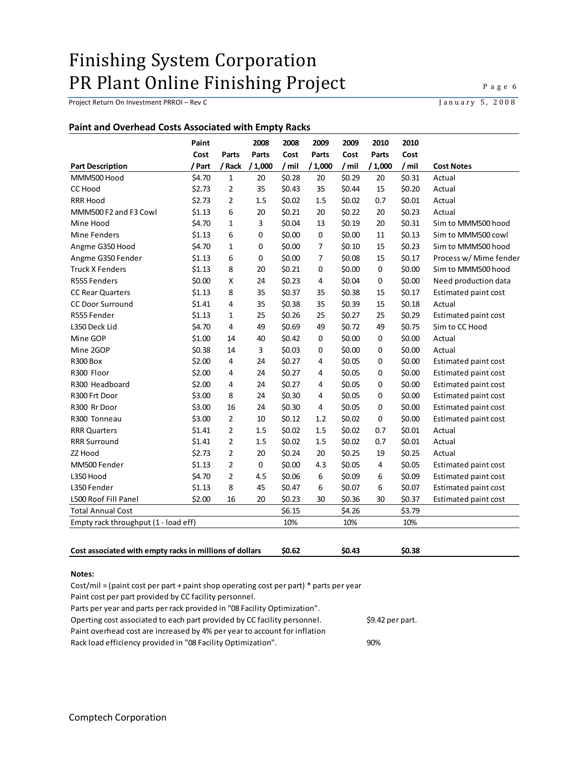# Finishing System Corporation
# PR Plant Online Finishing Project

Project Return On Investment PRROI – Rev C

January 5, 2008

### Paint and Overhead Costs Associated with Empty Racks

| Part Description | Paint Cost / Part | Parts / Rack | 2008 Parts / 1,000 | 2008 Cost / mil | 2009 Parts / 1,000 | 2009 Cost / mil | 2010 Parts / 1,000 | 2010 Cost / mil | Cost Notes |
|---|---|---|---|---|---|---|---|---|---|
| MMM500 Hood | $4.70 | 1 | 20 | $0.28 | 20 | $0.29 | 20 | $0.31 | Actual |
| CC Hood | $2.73 | 2 | 35 | $0.43 | 35 | $0.44 | 15 | $0.20 | Actual |
| RRR Hood | $2.73 | 2 | 1.5 | $0.02 | 1.5 | $0.02 | 0.7 | $0.01 | Actual |
| MMM500 F2 and F3 Cowl | $1.13 | 6 | 20 | $0.21 | 20 | $0.22 | 20 | $0.23 | Actual |
| Mine Hood | $4.70 | 1 | 3 | $0.04 | 13 | $0.19 | 20 | $0.31 | Sim to MMM500 hood |
| Mine Fenders | $1.13 | 6 | 0 | $0.00 | 0 | $0.00 | 11 | $0.13 | Sim to MMM500 cowl |
| Angme G350 Hood | $4.70 | 1 | 0 | $0.00 | 7 | $0.10 | 15 | $0.23 | Sim to MMM500 hood |
| Angme G350 Fender | $1.13 | 6 | 0 | $0.00 | 7 | $0.08 | 15 | $0.17 | Process w/ Mime fender |
| Truck X Fenders | $1.13 | 8 | 20 | $0.21 | 0 | $0.00 | 0 | $0.00 | Sim to MMM500 hood |
| R555 Fenders | $0.00 | X | 24 | $0.23 | 4 | $0.04 | 0 | $0.00 | Need production data |
| CC Rear Quarters | $1.13 | 8 | 35 | $0.37 | 35 | $0.38 | 15 | $0.17 | Estimated paint cost |
| CC Door Surround | $1.41 | 4 | 35 | $0.38 | 35 | $0.39 | 15 | $0.18 | Actual |
| R555 Fender | $1.13 | 1 | 25 | $0.26 | 25 | $0.27 | 25 | $0.29 | Estimated paint cost |
| L350 Deck Lid | $4.70 | 4 | 49 | $0.69 | 49 | $0.72 | 49 | $0.75 | Sim to CC Hood |
| Mine GOP | $1.00 | 14 | 40 | $0.42 | 0 | $0.00 | 0 | $0.00 | Actual |
| Mine 2GOP | $0.38 | 14 | 3 | $0.03 | 0 | $0.00 | 0 | $0.00 | Actual |
| R300 Box | $2.00 | 4 | 24 | $0.27 | 4 | $0.05 | 0 | $0.00 | Estimated paint cost |
| R300 Floor | $2.00 | 4 | 24 | $0.27 | 4 | $0.05 | 0 | $0.00 | Estimated paint cost |
| R300 Headboard | $2.00 | 4 | 24 | $0.27 | 4 | $0.05 | 0 | $0.00 | Estimated paint cost |
| R300 Frt Door | $3.00 | 8 | 24 | $0.30 | 4 | $0.05 | 0 | $0.00 | Estimated paint cost |
| R300 Rr Door | $3.00 | 16 | 24 | $0.30 | 4 | $0.05 | 0 | $0.00 | Estimated paint cost |
| R300 Tonneau | $3.00 | 2 | 10 | $0.12 | 1.2 | $0.02 | 0 | $0.00 | Estimated paint cost |
| RRR Quarters | $1.41 | 2 | 1.5 | $0.02 | 1.5 | $0.02 | 0.7 | $0.01 | Actual |
| RRR Surround | $1.41 | 2 | 1.5 | $0.02 | 1.5 | $0.02 | 0.7 | $0.01 | Actual |
| ZZ Hood | $2.73 | 2 | 20 | $0.24 | 20 | $0.25 | 19 | $0.25 | Actual |
| MM500 Fender | $1.13 | 2 | 0 | $0.00 | 4.3 | $0.05 | 4 | $0.05 | Estimated paint cost |
| L350 Hood | $4.70 | 2 | 4.5 | $0.06 | 6 | $0.09 | 6 | $0.09 | Estimated paint cost |
| L350 Fender | $1.13 | 8 | 45 | $0.47 | 6 | $0.07 | 6 | $0.07 | Estimated paint cost |
| L500 Roof Fill Panel | $2.00 | 16 | 20 | $0.23 | 30 | $0.36 | 30 | $0.37 | Estimated paint cost |
| Total Annual Cost | | | | $6.15 | | $4.26 | | $3.79 | |
| Empty rack throughput (1 - load eff) | | | | 10% | | 10% | | 10% | |
| **Cost associated with empty racks in millions of dollars** | | | | **$0.62** | | **$0.43** | | **$0.38** | |

**Notes:**

Cost/mil = (paint cost per part + paint shop operating cost per part) * parts per year
Paint cost per part provided by CC facility personnel.
Parts per year and parts per rack provided in "08 Facility Optimization".
Operting cost associated to each part provided by CC facility personnel. $9.42 per part.
Paint overhead cost are increased by 4% per year to account for inflation
Rack load efficiency provided in "08 Facility Optimization". 90%

Comptech Corporation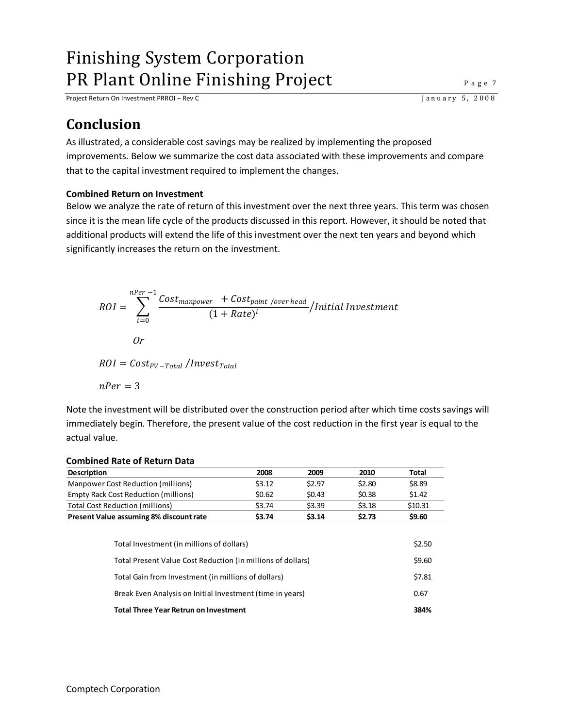## Conclusion

As illustrated, a considerable cost savings may be realized by implementing the proposed improvements. Below we summarize the cost data associated with these improvements and compare that to the capital investment required to implement the changes.

**Combined Return on Investment**

Below we analyze the rate of return of this investment over the next three years. This term was chosen since it is the mean life cycle of the products discussed in this report. However, it should be noted that additional products will extend the life of this investment over the next ten years and beyond which significantly increases the return on the investment.

$$ROI = \sum_{i=0}^{nPer-1} \frac{Cost_{manpower} + Cost_{paint\ /over\ head}}{(1 + Rate)^i} / Initial\ Investment$$

$$Or$$

$$ROI = Cost_{PV-Total} / Invest_{Total}$$

$$nPer = 3$$

Note the investment will be distributed over the construction period after which time costs savings will immediately begin. Therefore, the present value of the cost reduction in the first year is equal to the actual value.

**Combined Rate of Return Data**

| Description | 2008 | 2009 | 2010 | Total |
|---|---|---|---|---|
| Manpower Cost Reduction (millions) | $3.12 | $2.97 | $2.80 | $8.89 |
| Empty Rack Cost Reduction (millions) | $0.62 | $0.43 | $0.38 | $1.42 |
| Total Cost Reduction (millions) | $3.74 | $3.39 | $3.18 | $10.31 |
| **Present Value assuming 8% discount rate** | **$3.74** | **$3.14** | **$2.73** | **$9.60** |

| | |
|---|---|
| Total Investment (in millions of dollars) | $2.50 |
| Total Present Value Cost Reduction (in millions of dollars) | $9.60 |
| Total Gain from Investment (in millions of dollars) | $7.81 |
| Break Even Analysis on Initial Investment (time in years) | 0.67 |
| **Total Three Year Retrun on Investment** | **384%** |